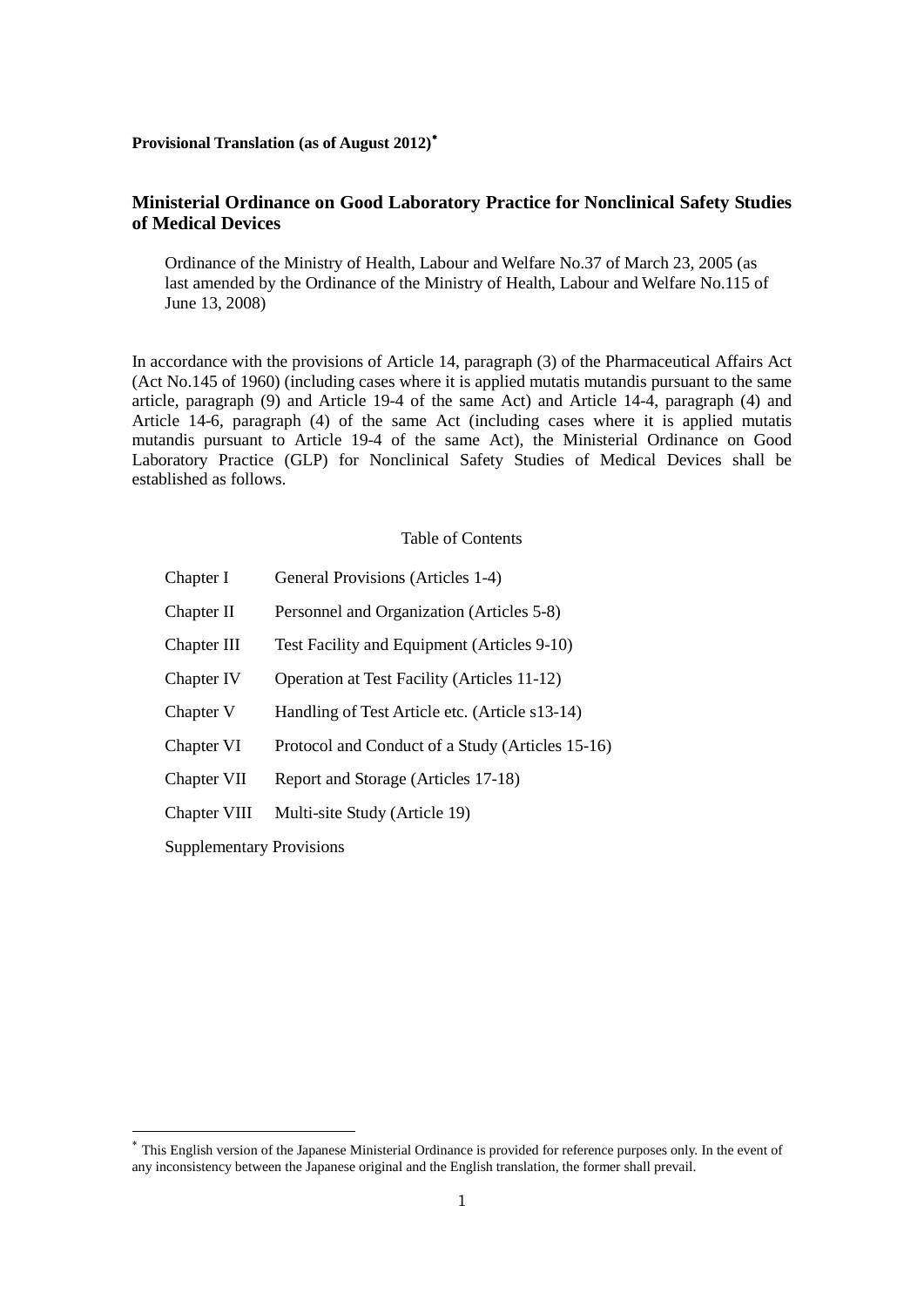**Provisional Translation (as of August 2012)[*]**

## Ministerial Ordinance on Good Laboratory Practice for Nonclinical Safety Studies of Medical Devices

Ordinance of the Ministry of Health, Labour and Welfare No.37 of March 23, 2005 (as last amended by the Ordinance of the Ministry of Health, Labour and Welfare No.115 of June 13, 2008)

In accordance with the provisions of Article 14, paragraph (3) of the Pharmaceutical Affairs Act (Act No.145 of 1960) (including cases where it is applied mutatis mutandis pursuant to the same article, paragraph (9) and Article 19-4 of the same Act) and Article 14-4, paragraph (4) and Article 14-6, paragraph (4) of the same Act (including cases where it is applied mutatis mutandis pursuant to Article 19-4 of the same Act), the Ministerial Ordinance on Good Laboratory Practice (GLP) for Nonclinical Safety Studies of Medical Devices shall be established as follows.

Table of Contents

| | |
|---|---|
| Chapter I | General Provisions (Articles 1-4) |
| Chapter II | Personnel and Organization (Articles 5-8) |
| Chapter III | Test Facility and Equipment (Articles 9-10) |
| Chapter IV | Operation at Test Facility (Articles 11-12) |
| Chapter V | Handling of Test Article etc. (Article s13-14) |
| Chapter VI | Protocol and Conduct of a Study (Articles 15-16) |
| Chapter VII | Report and Storage (Articles 17-18) |
| Chapter VIII | Multi-site Study (Article 19) |

Supplementary Provisions

[*] This English version of the Japanese Ministerial Ordinance is provided for reference purposes only. In the event of any inconsistency between the Japanese original and the English translation, the former shall prevail.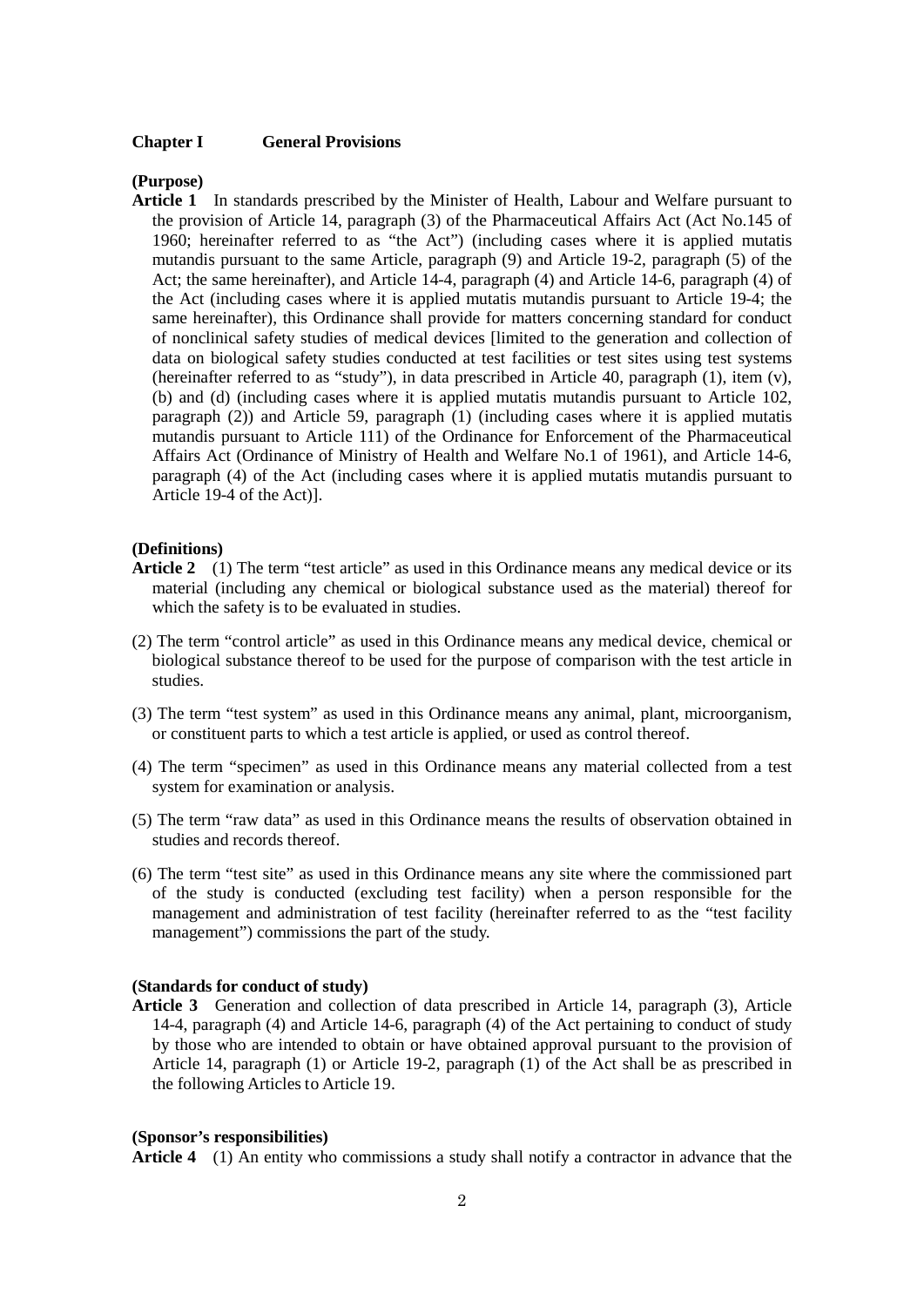## Chapter I General Provisions

**(Purpose)**

**Article 1** In standards prescribed by the Minister of Health, Labour and Welfare pursuant to the provision of Article 14, paragraph (3) of the Pharmaceutical Affairs Act (Act No.145 of 1960; hereinafter referred to as "the Act") (including cases where it is applied mutatis mutandis pursuant to the same Article, paragraph (9) and Article 19-2, paragraph (5) of the Act; the same hereinafter), and Article 14-4, paragraph (4) and Article 14-6, paragraph (4) of the Act (including cases where it is applied mutatis mutandis pursuant to Article 19-4; the same hereinafter), this Ordinance shall provide for matters concerning standard for conduct of nonclinical safety studies of medical devices [limited to the generation and collection of data on biological safety studies conducted at test facilities or test sites using test systems (hereinafter referred to as "study"), in data prescribed in Article 40, paragraph (1), item (v), (b) and (d) (including cases where it is applied mutatis mutandis pursuant to Article 102, paragraph (2)) and Article 59, paragraph (1) (including cases where it is applied mutatis mutandis pursuant to Article 111) of the Ordinance for Enforcement of the Pharmaceutical Affairs Act (Ordinance of Ministry of Health and Welfare No.1 of 1961), and Article 14-6, paragraph (4) of the Act (including cases where it is applied mutatis mutandis pursuant to Article 19-4 of the Act)].

**(Definitions)**

**Article 2** (1) The term "test article" as used in this Ordinance means any medical device or its material (including any chemical or biological substance used as the material) thereof for which the safety is to be evaluated in studies.

(2) The term "control article" as used in this Ordinance means any medical device, chemical or biological substance thereof to be used for the purpose of comparison with the test article in studies.

(3) The term "test system" as used in this Ordinance means any animal, plant, microorganism, or constituent parts to which a test article is applied, or used as control thereof.

(4) The term "specimen" as used in this Ordinance means any material collected from a test system for examination or analysis.

(5) The term "raw data" as used in this Ordinance means the results of observation obtained in studies and records thereof.

(6) The term "test site" as used in this Ordinance means any site where the commissioned part of the study is conducted (excluding test facility) when a person responsible for the management and administration of test facility (hereinafter referred to as the "test facility management") commissions the part of the study.

**(Standards for conduct of study)**

**Article 3** Generation and collection of data prescribed in Article 14, paragraph (3), Article 14-4, paragraph (4) and Article 14-6, paragraph (4) of the Act pertaining to conduct of study by those who are intended to obtain or have obtained approval pursuant to the provision of Article 14, paragraph (1) or Article 19-2, paragraph (1) of the Act shall be as prescribed in the following Articles to Article 19.

**(Sponsor's responsibilities)**

**Article 4** (1) An entity who commissions a study shall notify a contractor in advance that the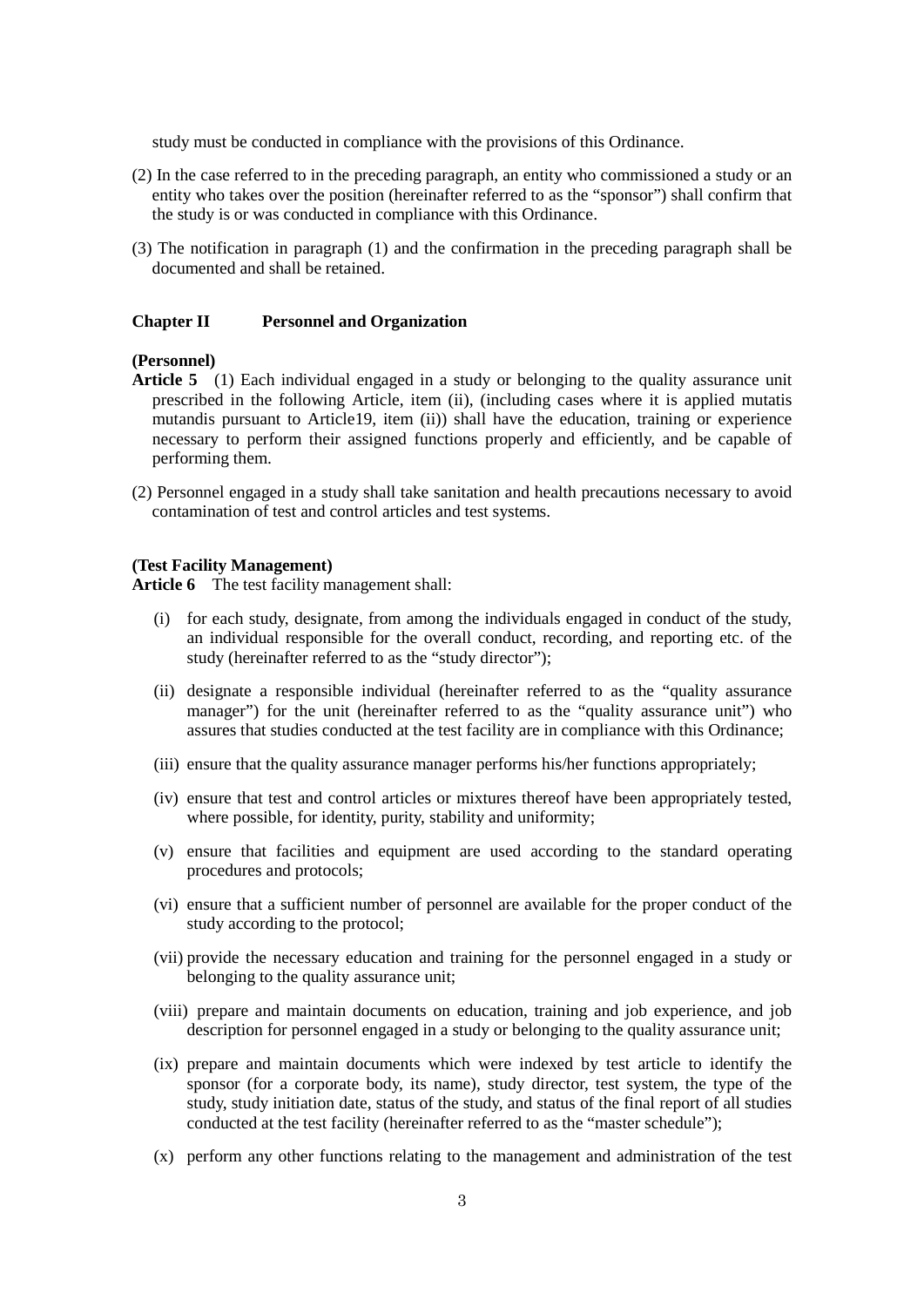study must be conducted in compliance with the provisions of this Ordinance.

(2) In the case referred to in the preceding paragraph, an entity who commissioned a study or an entity who takes over the position (hereinafter referred to as the "sponsor") shall confirm that the study is or was conducted in compliance with this Ordinance.

(3) The notification in paragraph (1) and the confirmation in the preceding paragraph shall be documented and shall be retained.

## Chapter II Personnel and Organization

**(Personnel)**

**Article 5** (1) Each individual engaged in a study or belonging to the quality assurance unit prescribed in the following Article, item (ii), (including cases where it is applied mutatis mutandis pursuant to Article19, item (ii)) shall have the education, training or experience necessary to perform their assigned functions properly and efficiently, and be capable of performing them.

(2) Personnel engaged in a study shall take sanitation and health precautions necessary to avoid contamination of test and control articles and test systems.

**(Test Facility Management)**

**Article 6** The test facility management shall:

(i) for each study, designate, from among the individuals engaged in conduct of the study, an individual responsible for the overall conduct, recording, and reporting etc. of the study (hereinafter referred to as the "study director");

(ii) designate a responsible individual (hereinafter referred to as the "quality assurance manager") for the unit (hereinafter referred to as the "quality assurance unit") who assures that studies conducted at the test facility are in compliance with this Ordinance;

(iii) ensure that the quality assurance manager performs his/her functions appropriately;

(iv) ensure that test and control articles or mixtures thereof have been appropriately tested, where possible, for identity, purity, stability and uniformity;

(v) ensure that facilities and equipment are used according to the standard operating procedures and protocols;

(vi) ensure that a sufficient number of personnel are available for the proper conduct of the study according to the protocol;

(vii) provide the necessary education and training for the personnel engaged in a study or belonging to the quality assurance unit;

(viii) prepare and maintain documents on education, training and job experience, and job description for personnel engaged in a study or belonging to the quality assurance unit;

(ix) prepare and maintain documents which were indexed by test article to identify the sponsor (for a corporate body, its name), study director, test system, the type of the study, study initiation date, status of the study, and status of the final report of all studies conducted at the test facility (hereinafter referred to as the "master schedule");

(x) perform any other functions relating to the management and administration of the test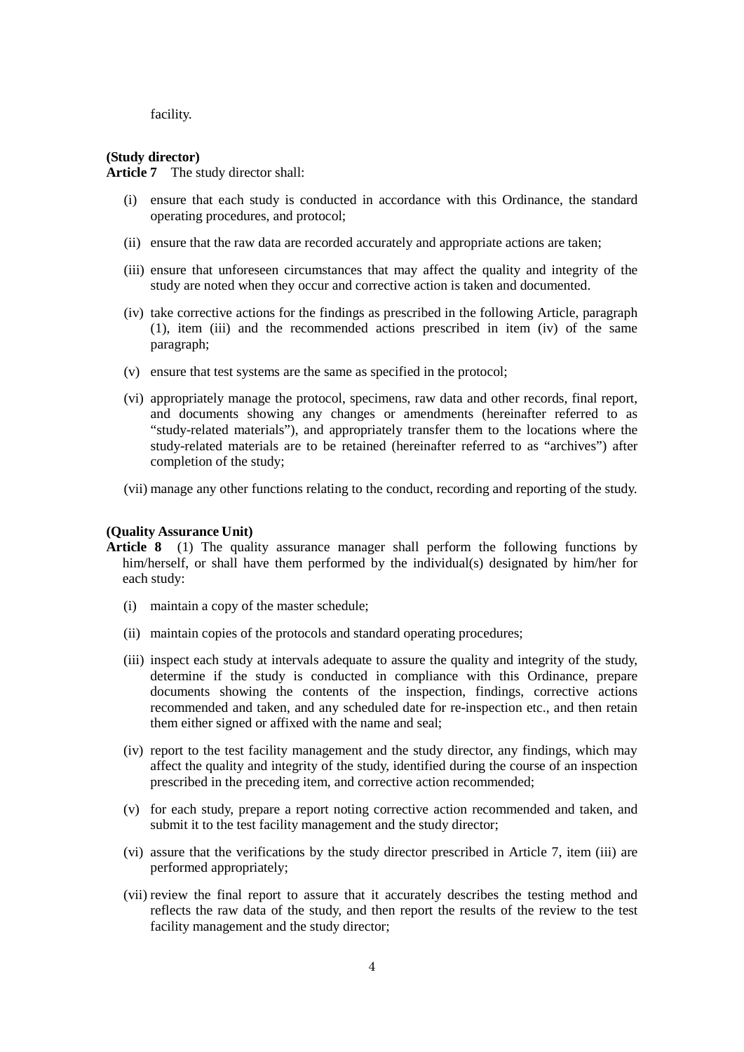facility.

**(Study director)**

**Article 7** The study director shall:

(i) ensure that each study is conducted in accordance with this Ordinance, the standard operating procedures, and protocol;

(ii) ensure that the raw data are recorded accurately and appropriate actions are taken;

(iii) ensure that unforeseen circumstances that may affect the quality and integrity of the study are noted when they occur and corrective action is taken and documented.

(iv) take corrective actions for the findings as prescribed in the following Article, paragraph (1), item (iii) and the recommended actions prescribed in item (iv) of the same paragraph;

(v) ensure that test systems are the same as specified in the protocol;

(vi) appropriately manage the protocol, specimens, raw data and other records, final report, and documents showing any changes or amendments (hereinafter referred to as "study-related materials"), and appropriately transfer them to the locations where the study-related materials are to be retained (hereinafter referred to as "archives") after completion of the study;

(vii) manage any other functions relating to the conduct, recording and reporting of the study.

**(Quality Assurance Unit)**

**Article 8** (1) The quality assurance manager shall perform the following functions by him/herself, or shall have them performed by the individual(s) designated by him/her for each study:

(i) maintain a copy of the master schedule;

(ii) maintain copies of the protocols and standard operating procedures;

(iii) inspect each study at intervals adequate to assure the quality and integrity of the study, determine if the study is conducted in compliance with this Ordinance, prepare documents showing the contents of the inspection, findings, corrective actions recommended and taken, and any scheduled date for re-inspection etc., and then retain them either signed or affixed with the name and seal;

(iv) report to the test facility management and the study director, any findings, which may affect the quality and integrity of the study, identified during the course of an inspection prescribed in the preceding item, and corrective action recommended;

(v) for each study, prepare a report noting corrective action recommended and taken, and submit it to the test facility management and the study director;

(vi) assure that the verifications by the study director prescribed in Article 7, item (iii) are performed appropriately;

(vii) review the final report to assure that it accurately describes the testing method and reflects the raw data of the study, and then report the results of the review to the test facility management and the study director;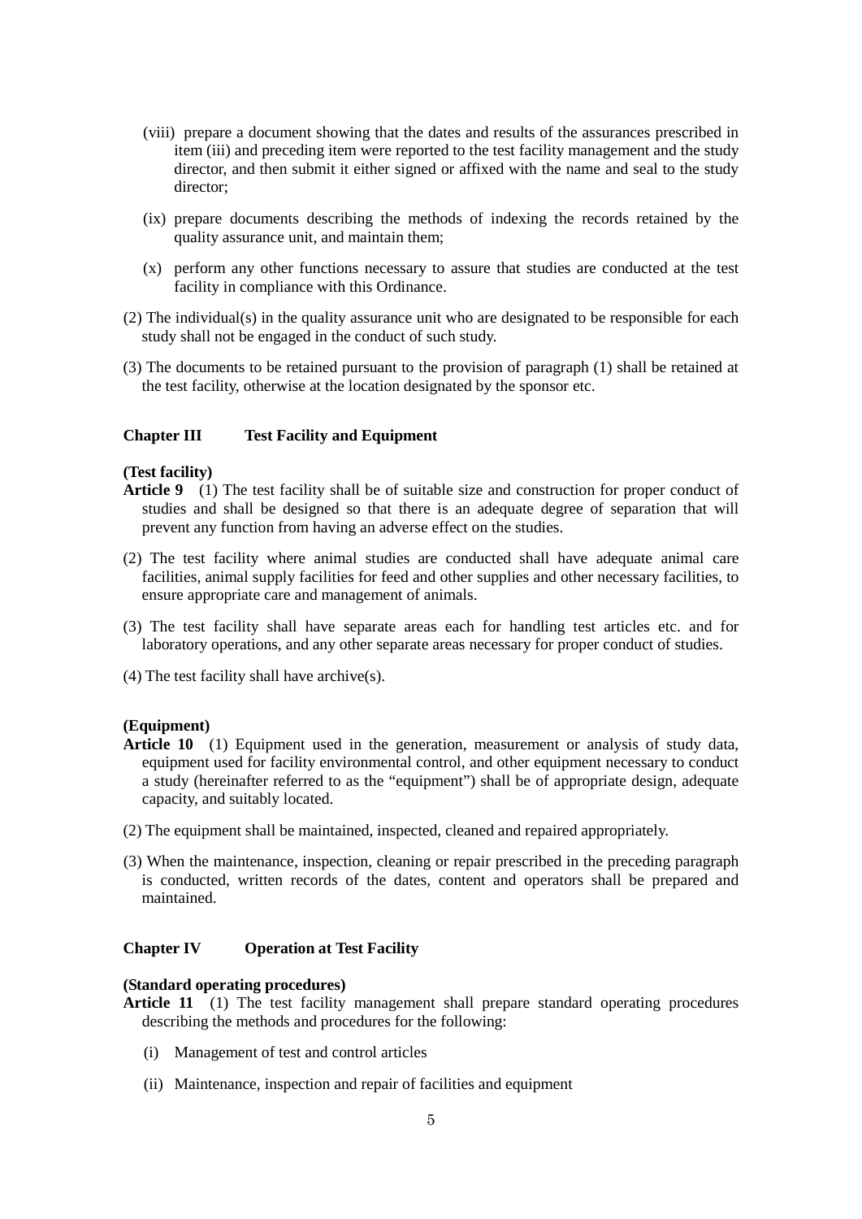(viii) prepare a document showing that the dates and results of the assurances prescribed in item (iii) and preceding item were reported to the test facility management and the study director, and then submit it either signed or affixed with the name and seal to the study director;

(ix) prepare documents describing the methods of indexing the records retained by the quality assurance unit, and maintain them;

(x) perform any other functions necessary to assure that studies are conducted at the test facility in compliance with this Ordinance.

(2) The individual(s) in the quality assurance unit who are designated to be responsible for each study shall not be engaged in the conduct of such study.

(3) The documents to be retained pursuant to the provision of paragraph (1) shall be retained at the test facility, otherwise at the location designated by the sponsor etc.

## Chapter III Test Facility and Equipment

**(Test facility)**

**Article 9** (1) The test facility shall be of suitable size and construction for proper conduct of studies and shall be designed so that there is an adequate degree of separation that will prevent any function from having an adverse effect on the studies.

(2) The test facility where animal studies are conducted shall have adequate animal care facilities, animal supply facilities for feed and other supplies and other necessary facilities, to ensure appropriate care and management of animals.

(3) The test facility shall have separate areas each for handling test articles etc. and for laboratory operations, and any other separate areas necessary for proper conduct of studies.

(4) The test facility shall have archive(s).

**(Equipment)**

**Article 10** (1) Equipment used in the generation, measurement or analysis of study data, equipment used for facility environmental control, and other equipment necessary to conduct a study (hereinafter referred to as the "equipment") shall be of appropriate design, adequate capacity, and suitably located.

(2) The equipment shall be maintained, inspected, cleaned and repaired appropriately.

(3) When the maintenance, inspection, cleaning or repair prescribed in the preceding paragraph is conducted, written records of the dates, content and operators shall be prepared and maintained.

## Chapter IV Operation at Test Facility

**(Standard operating procedures)**

**Article 11** (1) The test facility management shall prepare standard operating procedures describing the methods and procedures for the following:

(i) Management of test and control articles

(ii) Maintenance, inspection and repair of facilities and equipment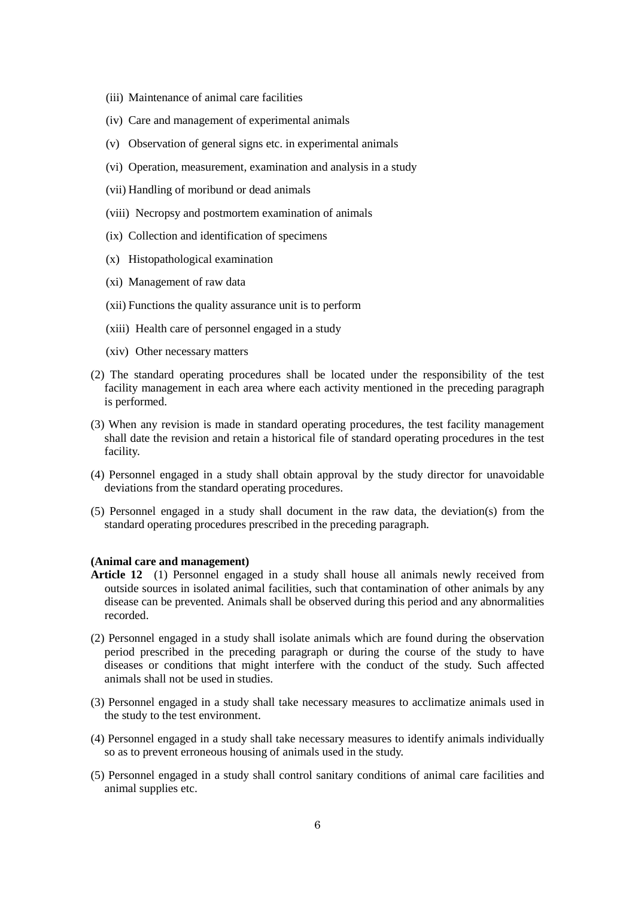(iii) Maintenance of animal care facilities

(iv) Care and management of experimental animals

(v) Observation of general signs etc. in experimental animals

(vi) Operation, measurement, examination and analysis in a study

(vii) Handling of moribund or dead animals

(viii) Necropsy and postmortem examination of animals

(ix) Collection and identification of specimens

(x) Histopathological examination

(xi) Management of raw data

(xii) Functions the quality assurance unit is to perform

(xiii) Health care of personnel engaged in a study

(xiv) Other necessary matters

(2) The standard operating procedures shall be located under the responsibility of the test facility management in each area where each activity mentioned in the preceding paragraph is performed.

(3) When any revision is made in standard operating procedures, the test facility management shall date the revision and retain a historical file of standard operating procedures in the test facility.

(4) Personnel engaged in a study shall obtain approval by the study director for unavoidable deviations from the standard operating procedures.

(5) Personnel engaged in a study shall document in the raw data, the deviation(s) from the standard operating procedures prescribed in the preceding paragraph.

**(Animal care and management)**

**Article 12** (1) Personnel engaged in a study shall house all animals newly received from outside sources in isolated animal facilities, such that contamination of other animals by any disease can be prevented. Animals shall be observed during this period and any abnormalities recorded.

(2) Personnel engaged in a study shall isolate animals which are found during the observation period prescribed in the preceding paragraph or during the course of the study to have diseases or conditions that might interfere with the conduct of the study. Such affected animals shall not be used in studies.

(3) Personnel engaged in a study shall take necessary measures to acclimatize animals used in the study to the test environment.

(4) Personnel engaged in a study shall take necessary measures to identify animals individually so as to prevent erroneous housing of animals used in the study.

(5) Personnel engaged in a study shall control sanitary conditions of animal care facilities and animal supplies etc.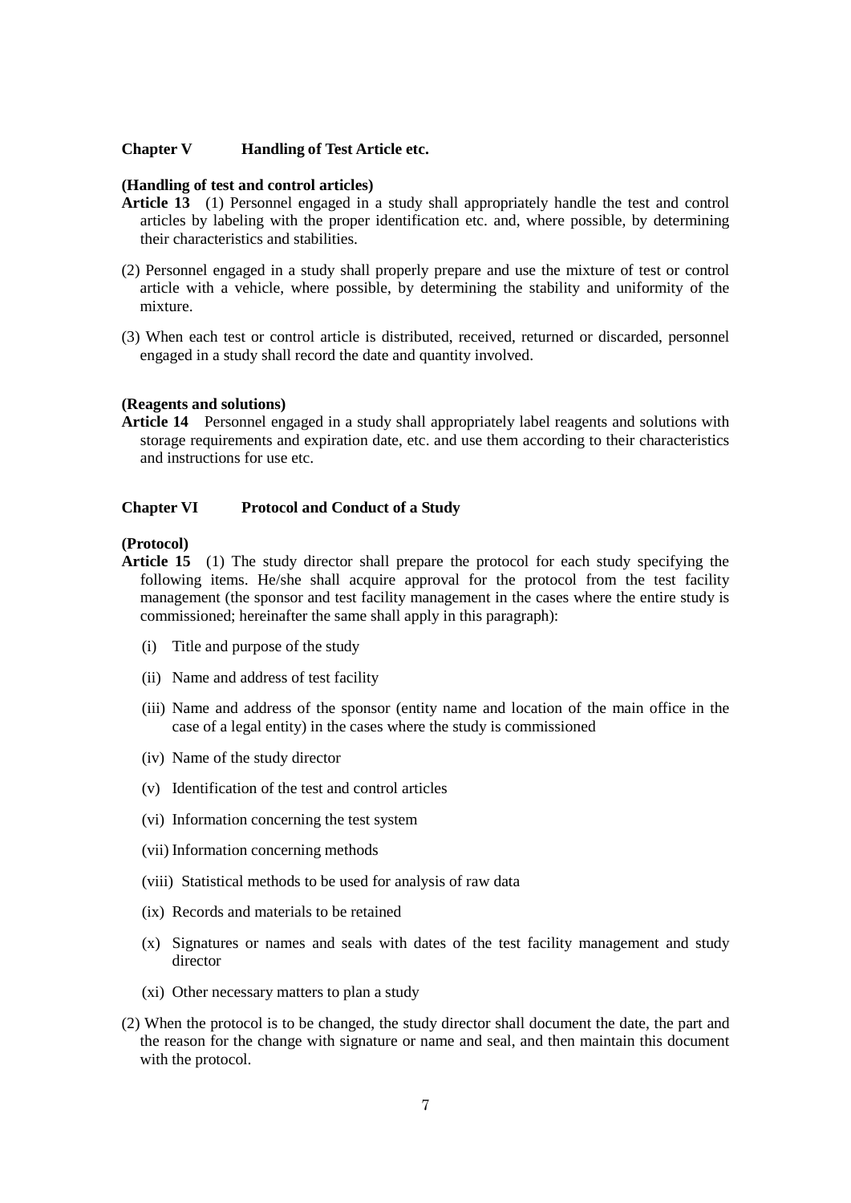## Chapter V Handling of Test Article etc.

**(Handling of test and control articles)**

**Article 13** (1) Personnel engaged in a study shall appropriately handle the test and control articles by labeling with the proper identification etc. and, where possible, by determining their characteristics and stabilities.

(2) Personnel engaged in a study shall properly prepare and use the mixture of test or control article with a vehicle, where possible, by determining the stability and uniformity of the mixture.

(3) When each test or control article is distributed, received, returned or discarded, personnel engaged in a study shall record the date and quantity involved.

**(Reagents and solutions)**

**Article 14** Personnel engaged in a study shall appropriately label reagents and solutions with storage requirements and expiration date, etc. and use them according to their characteristics and instructions for use etc.

## Chapter VI Protocol and Conduct of a Study

**(Protocol)**

**Article 15** (1) The study director shall prepare the protocol for each study specifying the following items. He/she shall acquire approval for the protocol from the test facility management (the sponsor and test facility management in the cases where the entire study is commissioned; hereinafter the same shall apply in this paragraph):

(i) Title and purpose of the study

(ii) Name and address of test facility

(iii) Name and address of the sponsor (entity name and location of the main office in the case of a legal entity) in the cases where the study is commissioned

(iv) Name of the study director

(v) Identification of the test and control articles

(vi) Information concerning the test system

(vii) Information concerning methods

(viii) Statistical methods to be used for analysis of raw data

(ix) Records and materials to be retained

(x) Signatures or names and seals with dates of the test facility management and study director

(xi) Other necessary matters to plan a study

(2) When the protocol is to be changed, the study director shall document the date, the part and the reason for the change with signature or name and seal, and then maintain this document with the protocol.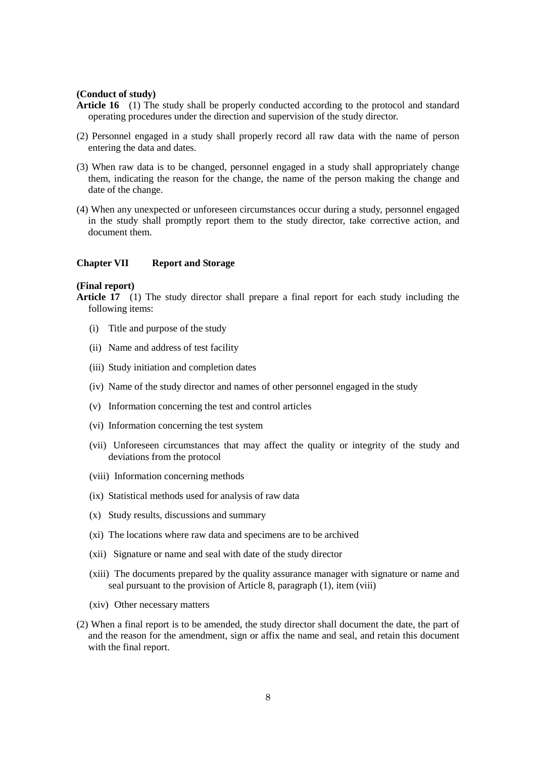**(Conduct of study)**

**Article 16** (1) The study shall be properly conducted according to the protocol and standard operating procedures under the direction and supervision of the study director.

(2) Personnel engaged in a study shall properly record all raw data with the name of person entering the data and dates.

(3) When raw data is to be changed, personnel engaged in a study shall appropriately change them, indicating the reason for the change, the name of the person making the change and date of the change.

(4) When any unexpected or unforeseen circumstances occur during a study, personnel engaged in the study shall promptly report them to the study director, take corrective action, and document them.

## Chapter VII Report and Storage

**(Final report)**

**Article 17** (1) The study director shall prepare a final report for each study including the following items:

(i) Title and purpose of the study

(ii) Name and address of test facility

(iii) Study initiation and completion dates

(iv) Name of the study director and names of other personnel engaged in the study

(v) Information concerning the test and control articles

(vi) Information concerning the test system

(vii) Unforeseen circumstances that may affect the quality or integrity of the study and deviations from the protocol

(viii) Information concerning methods

(ix) Statistical methods used for analysis of raw data

(x) Study results, discussions and summary

(xi) The locations where raw data and specimens are to be archived

(xii) Signature or name and seal with date of the study director

(xiii) The documents prepared by the quality assurance manager with signature or name and seal pursuant to the provision of Article 8, paragraph (1), item (viii)

(xiv) Other necessary matters

(2) When a final report is to be amended, the study director shall document the date, the part of and the reason for the amendment, sign or affix the name and seal, and retain this document with the final report.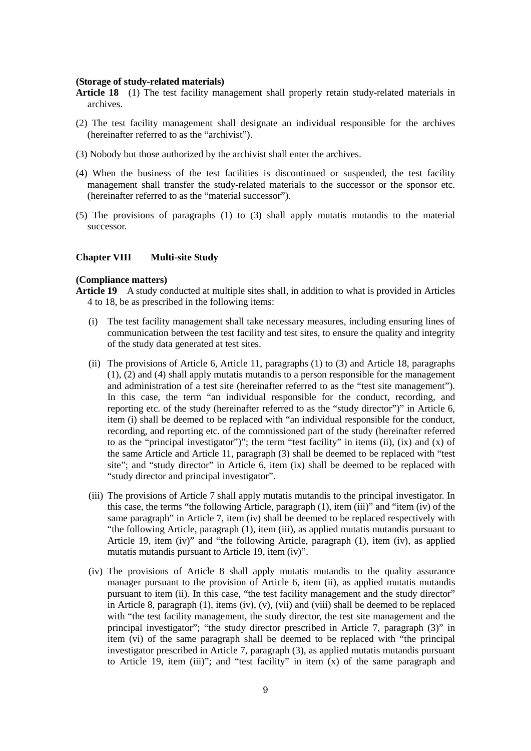**(Storage of study-related materials)**

**Article 18** (1) The test facility management shall properly retain study-related materials in archives.

(2) The test facility management shall designate an individual responsible for the archives (hereinafter referred to as the "archivist").

(3) Nobody but those authorized by the archivist shall enter the archives.

(4) When the business of the test facilities is discontinued or suspended, the test facility management shall transfer the study-related materials to the successor or the sponsor etc. (hereinafter referred to as the "material successor").

(5) The provisions of paragraphs (1) to (3) shall apply mutatis mutandis to the material successor.

## Chapter VIII Multi-site Study

**(Compliance matters)**

**Article 19** A study conducted at multiple sites shall, in addition to what is provided in Articles 4 to 18, be as prescribed in the following items:

(i) The test facility management shall take necessary measures, including ensuring lines of communication between the test facility and test sites, to ensure the quality and integrity of the study data generated at test sites.

(ii) The provisions of Article 6, Article 11, paragraphs (1) to (3) and Article 18, paragraphs (1), (2) and (4) shall apply mutatis mutandis to a person responsible for the management and administration of a test site (hereinafter referred to as the "test site management"). In this case, the term "an individual responsible for the conduct, recording, and reporting etc. of the study (hereinafter referred to as the "study director")" in Article 6, item (i) shall be deemed to be replaced with "an individual responsible for the conduct, recording, and reporting etc. of the commissioned part of the study (hereinafter referred to as the "principal investigator")"; the term "test facility" in items (ii), (ix) and (x) of the same Article and Article 11, paragraph (3) shall be deemed to be replaced with "test site"; and "study director" in Article 6, item (ix) shall be deemed to be replaced with "study director and principal investigator".

(iii) The provisions of Article 7 shall apply mutatis mutandis to the principal investigator. In this case, the terms "the following Article, paragraph (1), item (iii)" and "item (iv) of the same paragraph" in Article 7, item (iv) shall be deemed to be replaced respectively with "the following Article, paragraph (1), item (iii), as applied mutatis mutandis pursuant to Article 19, item (iv)" and "the following Article, paragraph (1), item (iv), as applied mutatis mutandis pursuant to Article 19, item (iv)".

(iv) The provisions of Article 8 shall apply mutatis mutandis to the quality assurance manager pursuant to the provision of Article 6, item (ii), as applied mutatis mutandis pursuant to item (ii). In this case, "the test facility management and the study director" in Article 8, paragraph (1), items (iv), (v), (vii) and (viii) shall be deemed to be replaced with "the test facility management, the study director, the test site management and the principal investigator"; "the study director prescribed in Article 7, paragraph (3)" in item (vi) of the same paragraph shall be deemed to be replaced with "the principal investigator prescribed in Article 7, paragraph (3), as applied mutatis mutandis pursuant to Article 19, item (iii)"; and "test facility" in item (x) of the same paragraph and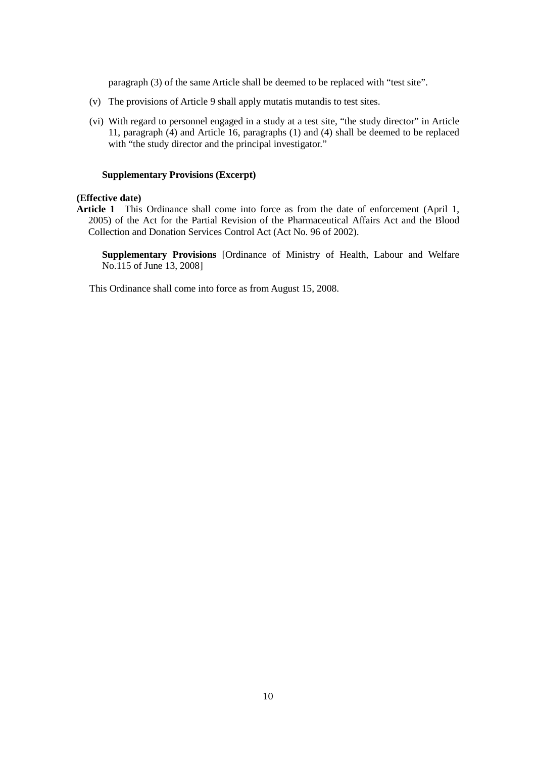paragraph (3) of the same Article shall be deemed to be replaced with "test site".

(v) The provisions of Article 9 shall apply mutatis mutandis to test sites.

(vi) With regard to personnel engaged in a study at a test site, "the study director" in Article 11, paragraph (4) and Article 16, paragraphs (1) and (4) shall be deemed to be replaced with "the study director and the principal investigator."

**Supplementary Provisions (Excerpt)**

**(Effective date)**

**Article 1** This Ordinance shall come into force as from the date of enforcement (April 1, 2005) of the Act for the Partial Revision of the Pharmaceutical Affairs Act and the Blood Collection and Donation Services Control Act (Act No. 96 of 2002).

**Supplementary Provisions** [Ordinance of Ministry of Health, Labour and Welfare No.115 of June 13, 2008]

This Ordinance shall come into force as from August 15, 2008.